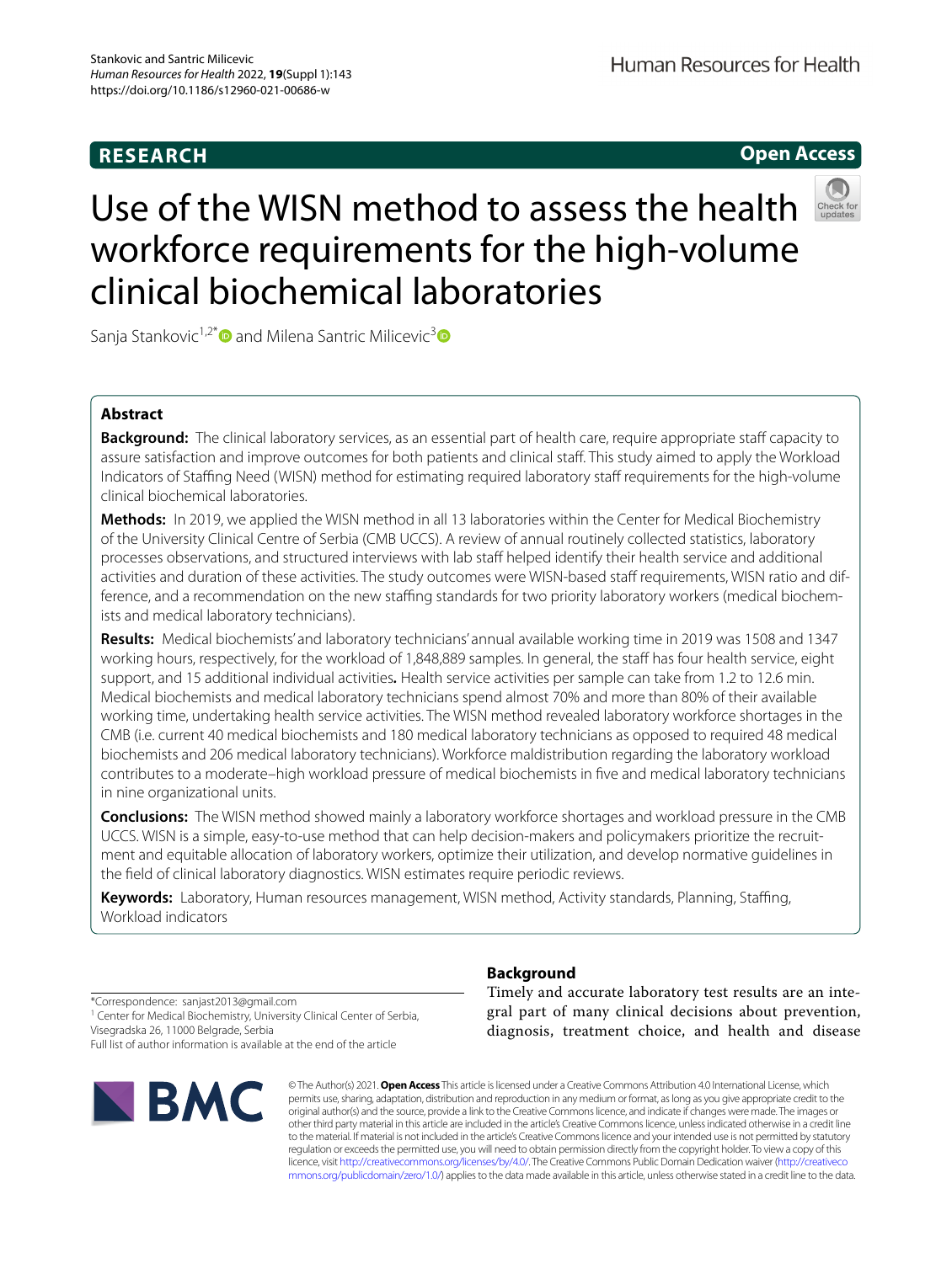RESEARCH

Open Access

# Use of the WISN method to assess the health workforce requirements for the high-volume clinical biochemical laboratories

Sanja Stankovic[1,2*] and Milena Santric Milicevic[3]

## Abstract

**Background:** The clinical laboratory services, as an essential part of health care, require appropriate staff capacity to assure satisfaction and improve outcomes for both patients and clinical staff. This study aimed to apply the Workload Indicators of Staffing Need (WISN) method for estimating required laboratory staff requirements for the high-volume clinical biochemical laboratories.

**Methods:** In 2019, we applied the WISN method in all 13 laboratories within the Center for Medical Biochemistry of the University Clinical Centre of Serbia (CMB UCCS). A review of annual routinely collected statistics, laboratory processes observations, and structured interviews with lab staff helped identify their health service and additional activities and duration of these activities. The study outcomes were WISN-based staff requirements, WISN ratio and difference, and a recommendation on the new staffing standards for two priority laboratory workers (medical biochemists and medical laboratory technicians).

**Results:** Medical biochemists' and laboratory technicians' annual available working time in 2019 was 1508 and 1347 working hours, respectively, for the workload of 1,848,889 samples. In general, the staff has four health service, eight support, and 15 additional individual activities**.** Health service activities per sample can take from 1.2 to 12.6 min. Medical biochemists and medical laboratory technicians spend almost 70% and more than 80% of their available working time, undertaking health service activities. The WISN method revealed laboratory workforce shortages in the CMB (i.e. current 40 medical biochemists and 180 medical laboratory technicians as opposed to required 48 medical biochemists and 206 medical laboratory technicians). Workforce maldistribution regarding the laboratory workload contributes to a moderate–high workload pressure of medical biochemists in five and medical laboratory technicians in nine organizational units.

**Conclusions:** The WISN method showed mainly a laboratory workforce shortages and workload pressure in the CMB UCCS. WISN is a simple, easy-to-use method that can help decision-makers and policymakers prioritize the recruitment and equitable allocation of laboratory workers, optimize their utilization, and develop normative guidelines in the field of clinical laboratory diagnostics. WISN estimates require periodic reviews.

**Keywords:** Laboratory, Human resources management, WISN method, Activity standards, Planning, Staffing, Workload indicators

*Correspondence: sanjast2013@gmail.com
[1] Center for Medical Biochemistry, University Clinical Center of Serbia, Visegradska 26, 11000 Belgrade, Serbia
Full list of author information is available at the end of the article

## Background

Timely and accurate laboratory test results are an integral part of many clinical decisions about prevention, diagnosis, treatment choice, and health and disease

© The Author(s) 2021. **Open Access** This article is licensed under a Creative Commons Attribution 4.0 International License, which permits use, sharing, adaptation, distribution and reproduction in any medium or format, as long as you give appropriate credit to the original author(s) and the source, provide a link to the Creative Commons licence, and indicate if changes were made. The images or other third party material in this article are included in the article's Creative Commons licence, unless indicated otherwise in a credit line to the material. If material is not included in the article's Creative Commons licence and your intended use is not permitted by statutory regulation or exceeds the permitted use, you will need to obtain permission directly from the copyright holder. To view a copy of this licence, visit http://creativecommons.org/licenses/by/4.0/. The Creative Commons Public Domain Dedication waiver (http://creativecommons.org/publicdomain/zero/1.0/) applies to the data made available in this article, unless otherwise stated in a credit line to the data.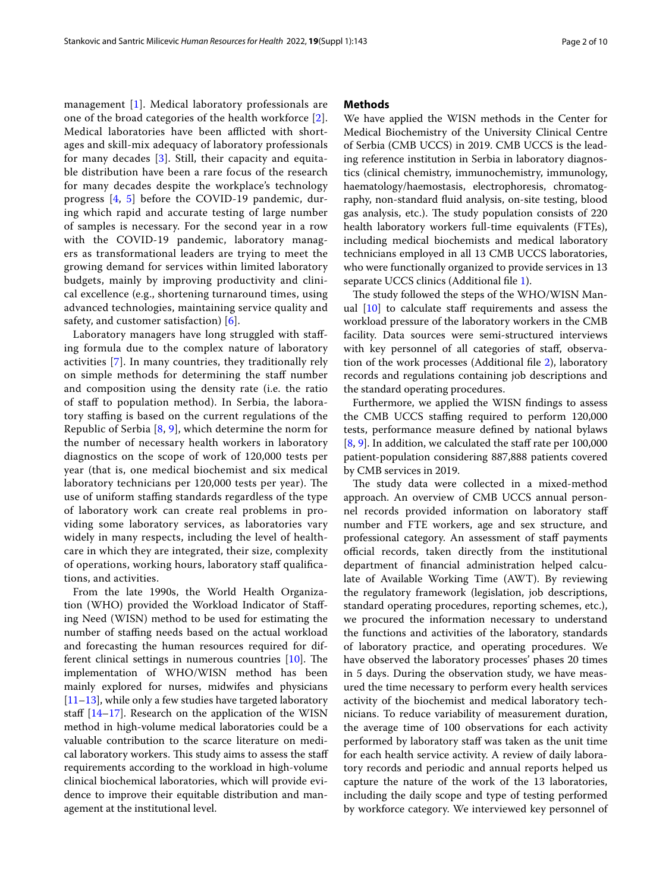management [1]. Medical laboratory professionals are one of the broad categories of the health workforce [2]. Medical laboratories have been afflicted with shortages and skill-mix adequacy of laboratory professionals for many decades [3]. Still, their capacity and equitable distribution have been a rare focus of the research for many decades despite the workplace's technology progress [4, 5] before the COVID-19 pandemic, during which rapid and accurate testing of large number of samples is necessary. For the second year in a row with the COVID-19 pandemic, laboratory managers as transformational leaders are trying to meet the growing demand for services within limited laboratory budgets, mainly by improving productivity and clinical excellence (e.g., shortening turnaround times, using advanced technologies, maintaining service quality and safety, and customer satisfaction) [6].

Laboratory managers have long struggled with staffing formula due to the complex nature of laboratory activities [7]. In many countries, they traditionally rely on simple methods for determining the staff number and composition using the density rate (i.e. the ratio of staff to population method). In Serbia, the laboratory staffing is based on the current regulations of the Republic of Serbia [8, 9], which determine the norm for the number of necessary health workers in laboratory diagnostics on the scope of work of 120,000 tests per year (that is, one medical biochemist and six medical laboratory technicians per 120,000 tests per year). The use of uniform staffing standards regardless of the type of laboratory work can create real problems in providing some laboratory services, as laboratories vary widely in many respects, including the level of healthcare in which they are integrated, their size, complexity of operations, working hours, laboratory staff qualifications, and activities.

From the late 1990s, the World Health Organization (WHO) provided the Workload Indicator of Staffing Need (WISN) method to be used for estimating the number of staffing needs based on the actual workload and forecasting the human resources required for different clinical settings in numerous countries [10]. The implementation of WHO/WISN method has been mainly explored for nurses, midwifes and physicians [11–13], while only a few studies have targeted laboratory staff [14–17]. Research on the application of the WISN method in high-volume medical laboratories could be a valuable contribution to the scarce literature on medical laboratory workers. This study aims to assess the staff requirements according to the workload in high-volume clinical biochemical laboratories, which will provide evidence to improve their equitable distribution and management at the institutional level.

## Methods

We have applied the WISN methods in the Center for Medical Biochemistry of the University Clinical Centre of Serbia (CMB UCCS) in 2019. CMB UCCS is the leading reference institution in Serbia in laboratory diagnostics (clinical chemistry, immunochemistry, immunology, haematology/haemostasis, electrophoresis, chromatography, non-standard fluid analysis, on-site testing, blood gas analysis, etc.). The study population consists of 220 health laboratory workers full-time equivalents (FTEs), including medical biochemists and medical laboratory technicians employed in all 13 CMB UCCS laboratories, who were functionally organized to provide services in 13 separate UCCS clinics (Additional file 1).

The study followed the steps of the WHO/WISN Manual [10] to calculate staff requirements and assess the workload pressure of the laboratory workers in the CMB facility. Data sources were semi-structured interviews with key personnel of all categories of staff, observation of the work processes (Additional file 2), laboratory records and regulations containing job descriptions and the standard operating procedures.

Furthermore, we applied the WISN findings to assess the CMB UCCS staffing required to perform 120,000 tests, performance measure defined by national bylaws [8, 9]. In addition, we calculated the staff rate per 100,000 patient-population considering 887,888 patients covered by CMB services in 2019.

The study data were collected in a mixed-method approach. An overview of CMB UCCS annual personnel records provided information on laboratory staff number and FTE workers, age and sex structure, and professional category. An assessment of staff payments official records, taken directly from the institutional department of financial administration helped calculate of Available Working Time (AWT). By reviewing the regulatory framework (legislation, job descriptions, standard operating procedures, reporting schemes, etc.), we procured the information necessary to understand the functions and activities of the laboratory, standards of laboratory practice, and operating procedures. We have observed the laboratory processes' phases 20 times in 5 days. During the observation study, we have measured the time necessary to perform every health services activity of the biochemist and medical laboratory technicians. To reduce variability of measurement duration, the average time of 100 observations for each activity performed by laboratory staff was taken as the unit time for each health service activity. A review of daily laboratory records and periodic and annual reports helped us capture the nature of the work of the 13 laboratories, including the daily scope and type of testing performed by workforce category. We interviewed key personnel of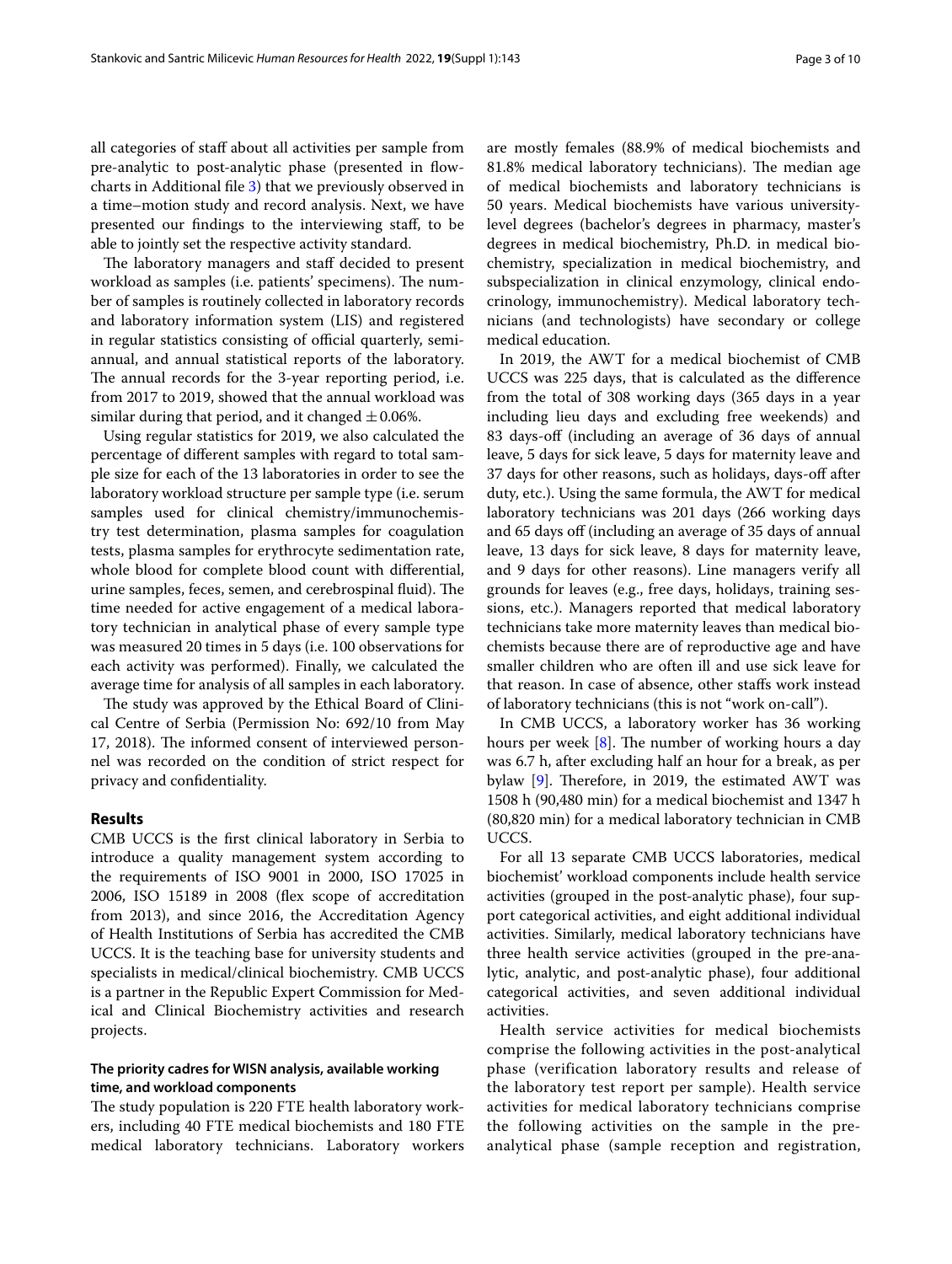all categories of staff about all activities per sample from pre-analytic to post-analytic phase (presented in flowcharts in Additional file 3) that we previously observed in a time–motion study and record analysis. Next, we have presented our findings to the interviewing staff, to be able to jointly set the respective activity standard.

The laboratory managers and staff decided to present workload as samples (i.e. patients' specimens). The number of samples is routinely collected in laboratory records and laboratory information system (LIS) and registered in regular statistics consisting of official quarterly, semi-annual, and annual statistical reports of the laboratory. The annual records for the 3-year reporting period, i.e. from 2017 to 2019, showed that the annual workload was similar during that period, and it changed ± 0.06%.

Using regular statistics for 2019, we also calculated the percentage of different samples with regard to total sample size for each of the 13 laboratories in order to see the laboratory workload structure per sample type (i.e. serum samples used for clinical chemistry/immunochemistry test determination, plasma samples for coagulation tests, plasma samples for erythrocyte sedimentation rate, whole blood for complete blood count with differential, urine samples, feces, semen, and cerebrospinal fluid). The time needed for active engagement of a medical laboratory technician in analytical phase of every sample type was measured 20 times in 5 days (i.e. 100 observations for each activity was performed). Finally, we calculated the average time for analysis of all samples in each laboratory.

The study was approved by the Ethical Board of Clinical Centre of Serbia (Permission No: 692/10 from May 17, 2018). The informed consent of interviewed personnel was recorded on the condition of strict respect for privacy and confidentiality.

## Results

CMB UCCS is the first clinical laboratory in Serbia to introduce a quality management system according to the requirements of ISO 9001 in 2000, ISO 17025 in 2006, ISO 15189 in 2008 (flex scope of accreditation from 2013), and since 2016, the Accreditation Agency of Health Institutions of Serbia has accredited the CMB UCCS. It is the teaching base for university students and specialists in medical/clinical biochemistry. CMB UCCS is a partner in the Republic Expert Commission for Medical and Clinical Biochemistry activities and research projects.

### The priority cadres for WISN analysis, available working time, and workload components

The study population is 220 FTE health laboratory workers, including 40 FTE medical biochemists and 180 FTE medical laboratory technicians. Laboratory workers are mostly females (88.9% of medical biochemists and 81.8% medical laboratory technicians). The median age of medical biochemists and laboratory technicians is 50 years. Medical biochemists have various university-level degrees (bachelor's degrees in pharmacy, master's degrees in medical biochemistry, Ph.D. in medical biochemistry, specialization in medical biochemistry, and subspecialization in clinical enzymology, clinical endocrinology, immunochemistry). Medical laboratory technicians (and technologists) have secondary or college medical education.

In 2019, the AWT for a medical biochemist of CMB UCCS was 225 days, that is calculated as the difference from the total of 308 working days (365 days in a year including lieu days and excluding free weekends) and 83 days-off (including an average of 36 days of annual leave, 5 days for sick leave, 5 days for maternity leave and 37 days for other reasons, such as holidays, days-off after duty, etc.). Using the same formula, the AWT for medical laboratory technicians was 201 days (266 working days and 65 days off (including an average of 35 days of annual leave, 13 days for sick leave, 8 days for maternity leave, and 9 days for other reasons). Line managers verify all grounds for leaves (e.g., free days, holidays, training sessions, etc.). Managers reported that medical laboratory technicians take more maternity leaves than medical biochemists because there are of reproductive age and have smaller children who are often ill and use sick leave for that reason. In case of absence, other staffs work instead of laboratory technicians (this is not "work on-call").

In CMB UCCS, a laboratory worker has 36 working hours per week [8]. The number of working hours a day was 6.7 h, after excluding half an hour for a break, as per bylaw [9]. Therefore, in 2019, the estimated AWT was 1508 h (90,480 min) for a medical biochemist and 1347 h (80,820 min) for a medical laboratory technician in CMB UCCS.

For all 13 separate CMB UCCS laboratories, medical biochemist' workload components include health service activities (grouped in the post-analytic phase), four support categorical activities, and eight additional individual activities. Similarly, medical laboratory technicians have three health service activities (grouped in the pre-analytic, analytic, and post-analytic phase), four additional categorical activities, and seven additional individual activities.

Health service activities for medical biochemists comprise the following activities in the post-analytical phase (verification laboratory results and release of the laboratory test report per sample). Health service activities for medical laboratory technicians comprise the following activities on the sample in the pre-analytical phase (sample reception and registration,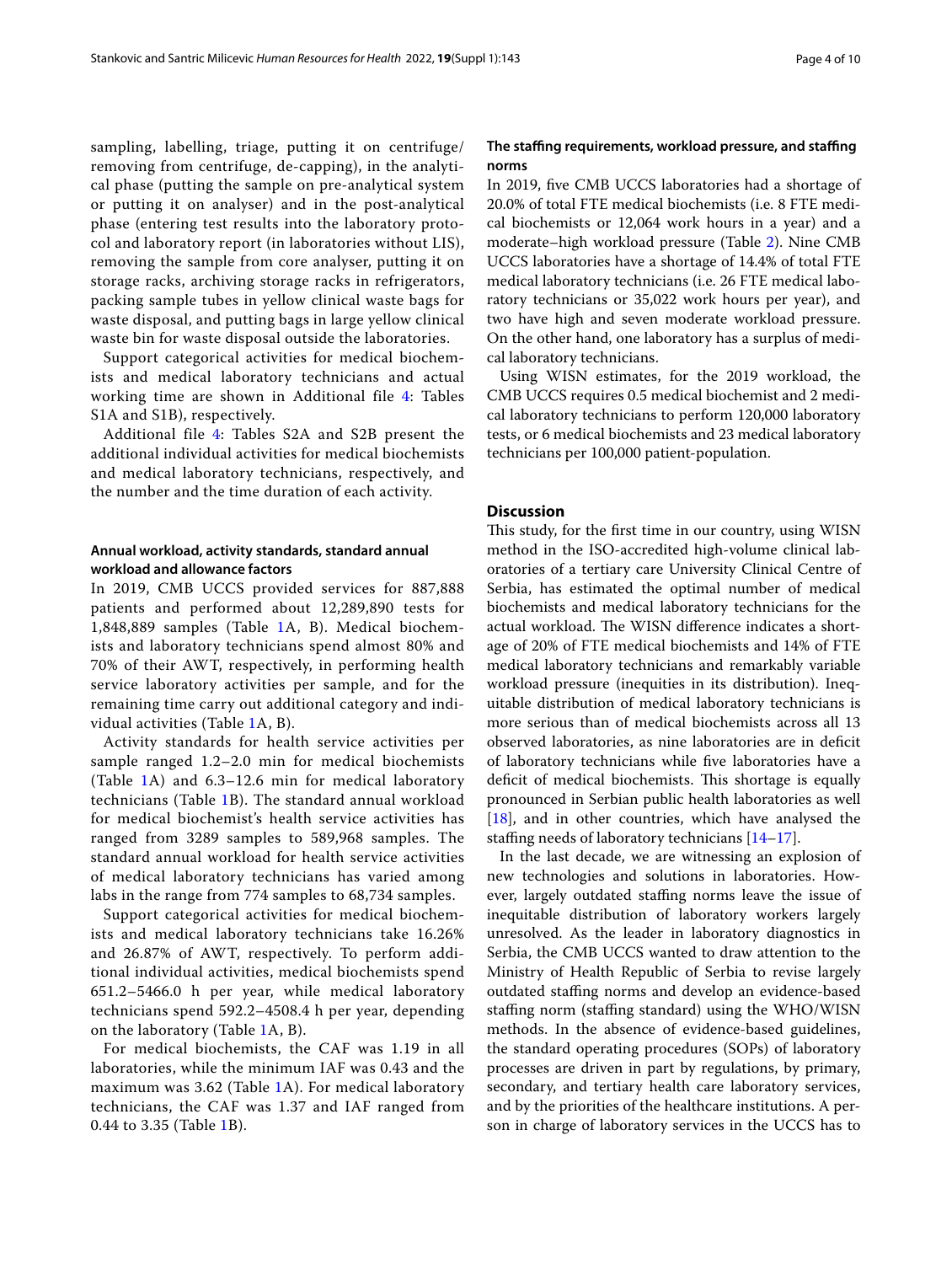sampling, labelling, triage, putting it on centrifuge/ removing from centrifuge, de-capping), in the analytical phase (putting the sample on pre-analytical system or putting it on analyser) and in the post-analytical phase (entering test results into the laboratory protocol and laboratory report (in laboratories without LIS), removing the sample from core analyser, putting it on storage racks, archiving storage racks in refrigerators, packing sample tubes in yellow clinical waste bags for waste disposal, and putting bags in large yellow clinical waste bin for waste disposal outside the laboratories.

Support categorical activities for medical biochemists and medical laboratory technicians and actual working time are shown in Additional file 4: Tables S1A and S1B), respectively.

Additional file 4: Tables S2A and S2B present the additional individual activities for medical biochemists and medical laboratory technicians, respectively, and the number and the time duration of each activity.

### Annual workload, activity standards, standard annual workload and allowance factors

In 2019, CMB UCCS provided services for 887,888 patients and performed about 12,289,890 tests for 1,848,889 samples (Table 1A, B). Medical biochemists and laboratory technicians spend almost 80% and 70% of their AWT, respectively, in performing health service laboratory activities per sample, and for the remaining time carry out additional category and individual activities (Table 1A, B).

Activity standards for health service activities per sample ranged 1.2–2.0 min for medical biochemists (Table 1A) and 6.3–12.6 min for medical laboratory technicians (Table 1B). The standard annual workload for medical biochemist's health service activities has ranged from 3289 samples to 589,968 samples. The standard annual workload for health service activities of medical laboratory technicians has varied among labs in the range from 774 samples to 68,734 samples.

Support categorical activities for medical biochemists and medical laboratory technicians take 16.26% and 26.87% of AWT, respectively. To perform additional individual activities, medical biochemists spend 651.2–5466.0 h per year, while medical laboratory technicians spend 592.2–4508.4 h per year, depending on the laboratory (Table 1A, B).

For medical biochemists, the CAF was 1.19 in all laboratories, while the minimum IAF was 0.43 and the maximum was 3.62 (Table 1A). For medical laboratory technicians, the CAF was 1.37 and IAF ranged from 0.44 to 3.35 (Table 1B).

### The staffing requirements, workload pressure, and staffing norms

In 2019, five CMB UCCS laboratories had a shortage of 20.0% of total FTE medical biochemists (i.e. 8 FTE medical biochemists or 12,064 work hours in a year) and a moderate–high workload pressure (Table 2). Nine CMB UCCS laboratories have a shortage of 14.4% of total FTE medical laboratory technicians (i.e. 26 FTE medical laboratory technicians or 35,022 work hours per year), and two have high and seven moderate workload pressure. On the other hand, one laboratory has a surplus of medical laboratory technicians.

Using WISN estimates, for the 2019 workload, the CMB UCCS requires 0.5 medical biochemist and 2 medical laboratory technicians to perform 120,000 laboratory tests, or 6 medical biochemists and 23 medical laboratory technicians per 100,000 patient-population.

## Discussion

This study, for the first time in our country, using WISN method in the ISO-accredited high-volume clinical laboratories of a tertiary care University Clinical Centre of Serbia, has estimated the optimal number of medical biochemists and medical laboratory technicians for the actual workload. The WISN difference indicates a shortage of 20% of FTE medical biochemists and 14% of FTE medical laboratory technicians and remarkably variable workload pressure (inequities in its distribution). Inequitable distribution of medical laboratory technicians is more serious than of medical biochemists across all 13 observed laboratories, as nine laboratories are in deficit of laboratory technicians while five laboratories have a deficit of medical biochemists. This shortage is equally pronounced in Serbian public health laboratories as well [18], and in other countries, which have analysed the staffing needs of laboratory technicians [14–17].

In the last decade, we are witnessing an explosion of new technologies and solutions in laboratories. However, largely outdated staffing norms leave the issue of inequitable distribution of laboratory workers largely unresolved. As the leader in laboratory diagnostics in Serbia, the CMB UCCS wanted to draw attention to the Ministry of Health Republic of Serbia to revise largely outdated staffing norms and develop an evidence-based staffing norm (staffing standard) using the WHO/WISN methods. In the absence of evidence-based guidelines, the standard operating procedures (SOPs) of laboratory processes are driven in part by regulations, by primary, secondary, and tertiary health care laboratory services, and by the priorities of the healthcare institutions. A person in charge of laboratory services in the UCCS has to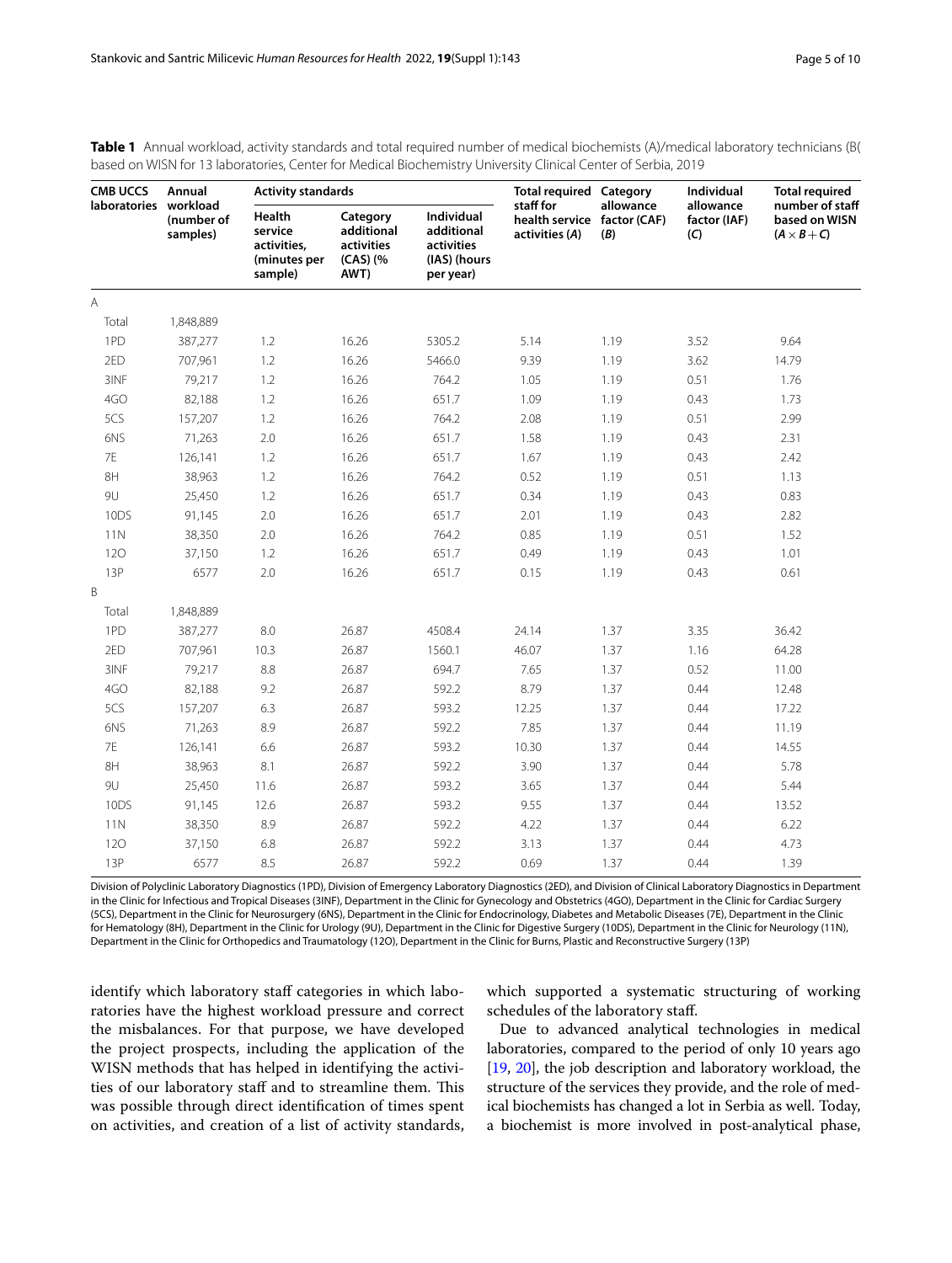**Table 1** Annual workload, activity standards and total required number of medical biochemists (A)/medical laboratory technicians (B( based on WISN for 13 laboratories, Center for Medical Biochemistry University Clinical Center of Serbia, 2019

| CMB UCCS laboratories | Annual workload (number of samples) | Activity standards | | | Total required staff for health service activities (*A*) | Category allowance factor (CAF) (*B*) | Individual allowance factor (IAF) (*C*) | Total required number of staff based on WISN ($A \times B + C$) |
|---|---|---|---|---|---|---|---|---|
| | | Health service activities, (minutes per sample) | Category additional activities (CAS) (% AWT) | Individual additional activities (IAS) (hours per year) | | | | |
| A | | | | | | | | |
| Total | 1,848,889 | | | | | | | |
| 1PD | 387,277 | 1.2 | 16.26 | 5305.2 | 5.14 | 1.19 | 3.52 | 9.64 |
| 2ED | 707,961 | 1.2 | 16.26 | 5466.0 | 9.39 | 1.19 | 3.62 | 14.79 |
| 3INF | 79,217 | 1.2 | 16.26 | 764.2 | 1.05 | 1.19 | 0.51 | 1.76 |
| 4GO | 82,188 | 1.2 | 16.26 | 651.7 | 1.09 | 1.19 | 0.43 | 1.73 |
| 5CS | 157,207 | 1.2 | 16.26 | 764.2 | 2.08 | 1.19 | 0.51 | 2.99 |
| 6NS | 71,263 | 2.0 | 16.26 | 651.7 | 1.58 | 1.19 | 0.43 | 2.31 |
| 7E | 126,141 | 1.2 | 16.26 | 651.7 | 1.67 | 1.19 | 0.43 | 2.42 |
| 8H | 38,963 | 1.2 | 16.26 | 764.2 | 0.52 | 1.19 | 0.51 | 1.13 |
| 9U | 25,450 | 1.2 | 16.26 | 651.7 | 0.34 | 1.19 | 0.43 | 0.83 |
| 10DS | 91,145 | 2.0 | 16.26 | 651.7 | 2.01 | 1.19 | 0.43 | 2.82 |
| 11N | 38,350 | 2.0 | 16.26 | 764.2 | 0.85 | 1.19 | 0.51 | 1.52 |
| 12O | 37,150 | 1.2 | 16.26 | 651.7 | 0.49 | 1.19 | 0.43 | 1.01 |
| 13P | 6577 | 2.0 | 16.26 | 651.7 | 0.15 | 1.19 | 0.43 | 0.61 |
| B | | | | | | | | |
| Total | 1,848,889 | | | | | | | |
| 1PD | 387,277 | 8.0 | 26.87 | 4508.4 | 24.14 | 1.37 | 3.35 | 36.42 |
| 2ED | 707,961 | 10.3 | 26.87 | 1560.1 | 46.07 | 1.37 | 1.16 | 64.28 |
| 3INF | 79,217 | 8.8 | 26.87 | 694.7 | 7.65 | 1.37 | 0.52 | 11.00 |
| 4GO | 82,188 | 9.2 | 26.87 | 592.2 | 8.79 | 1.37 | 0.44 | 12.48 |
| 5CS | 157,207 | 6.3 | 26.87 | 593.2 | 12.25 | 1.37 | 0.44 | 17.22 |
| 6NS | 71,263 | 8.9 | 26.87 | 592.2 | 7.85 | 1.37 | 0.44 | 11.19 |
| 7E | 126,141 | 6.6 | 26.87 | 593.2 | 10.30 | 1.37 | 0.44 | 14.55 |
| 8H | 38,963 | 8.1 | 26.87 | 592.2 | 3.90 | 1.37 | 0.44 | 5.78 |
| 9U | 25,450 | 11.6 | 26.87 | 593.2 | 3.65 | 1.37 | 0.44 | 5.44 |
| 10DS | 91,145 | 12.6 | 26.87 | 593.2 | 9.55 | 1.37 | 0.44 | 13.52 |
| 11N | 38,350 | 8.9 | 26.87 | 592.2 | 4.22 | 1.37 | 0.44 | 6.22 |
| 12O | 37,150 | 6.8 | 26.87 | 592.2 | 3.13 | 1.37 | 0.44 | 4.73 |
| 13P | 6577 | 8.5 | 26.87 | 592.2 | 0.69 | 1.37 | 0.44 | 1.39 |

Division of Polyclinic Laboratory Diagnostics (1PD), Division of Emergency Laboratory Diagnostics (2ED), and Division of Clinical Laboratory Diagnostics in Department in the Clinic for Infectious and Tropical Diseases (3INF), Department in the Clinic for Gynecology and Obstetrics (4GO), Department in the Clinic for Cardiac Surgery (5CS), Department in the Clinic for Neurosurgery (6NS), Department in the Clinic for Endocrinology, Diabetes and Metabolic Diseases (7E), Department in the Clinic for Hematology (8H), Department in the Clinic for Urology (9U), Department in the Clinic for Digestive Surgery (10DS), Department in the Clinic for Neurology (11N), Department in the Clinic for Orthopedics and Traumatology (12O), Department in the Clinic for Burns, Plastic and Reconstructive Surgery (13P)

identify which laboratory staff categories in which laboratories have the highest workload pressure and correct the misbalances. For that purpose, we have developed the project prospects, including the application of the WISN methods that has helped in identifying the activities of our laboratory staff and to streamline them. This was possible through direct identification of times spent on activities, and creation of a list of activity standards, which supported a systematic structuring of working schedules of the laboratory staff.

Due to advanced analytical technologies in medical laboratories, compared to the period of only 10 years ago [19, 20], the job description and laboratory workload, the structure of the services they provide, and the role of medical biochemists has changed a lot in Serbia as well. Today, a biochemist is more involved in post-analytical phase,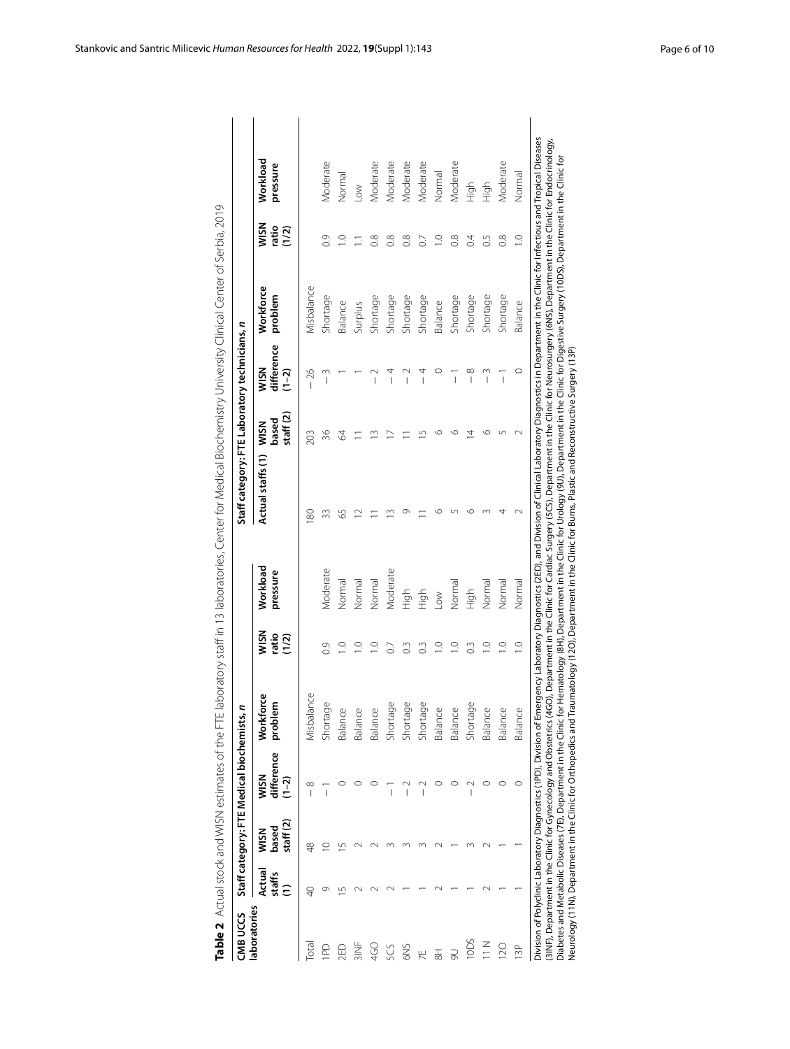**Table 2** Actual stock and WISN estimates of the FTE laboratory staff in 13 laboratories, Center for Medical Biochemistry University Clinical Center of Serbia, 2019

| CMB UCCS laboratories | Staff category: FTE Medical biochemists, n | | | | | | Staff category: FTE Laboratory technicians, n | | | | | |
|---|---|---|---|---|---|---|---|---|---|---|---|---|
| | Actual staffs (1) | WISN based staff (2) | WISN difference (1−2) | Workforce problem | WISN ratio (1/2) | Workload pressure | Actual staffs (1) | WISN based staff (2) | WISN difference (1−2) | Workforce problem | WISN ratio (1/2) | Workload pressure |
| Total | 40 | 48 | − 8 | Misbalance | | | 180 | 203 | − 26 | Misbalance | | |
| 1PD | 9 | 10 | − 1 | Shortage | 0.9 | Moderate | 33 | 36 | − 3 | Shortage | 0.9 | Moderate |
| 2ED | 15 | 15 | 0 | Balance | 1.0 | Normal | 65 | 64 | 1 | Balance | 1.0 | Normal |
| 3INF | 2 | 2 | 0 | Balance | 1.0 | Normal | 12 | 11 | 1 | Surplus | 1.1 | Low |
| 4GO | 2 | 2 | 0 | Balance | 1.0 | Normal | 11 | 13 | − 2 | Shortage | 0.8 | Moderate |
| 5CS | 2 | 3 | − 1 | Shortage | 0.7 | Moderate | 13 | 17 | − 4 | Shortage | 0.8 | Moderate |
| 6NS | 1 | 3 | − 2 | Shortage | 0.3 | High | 9 | 11 | − 2 | Shortage | 0.8 | Moderate |
| 7E | 1 | 3 | − 2 | Shortage | 0.3 | High | 11 | 15 | − 4 | Shortage | 0.7 | Moderate |
| 8H | 2 | 2 | 0 | Balance | 1.0 | Low | 6 | 6 | 0 | Balance | 1.0 | Normal |
| 9U | 1 | 1 | 0 | Balance | 1.0 | Normal | 5 | 6 | − 1 | Shortage | 0.8 | Moderate |
| 10DS | 1 | 3 | − 2 | Shortage | 0.3 | High | 6 | 14 | − 8 | Shortage | 0.4 | High |
| 11 N | 2 | 2 | 0 | Balance | 1.0 | Normal | 3 | 6 | − 3 | Shortage | 0.5 | High |
| 12O | 1 | 1 | 0 | Balance | 1.0 | Normal | 4 | 5 | − 1 | Shortage | 0.8 | Moderate |
| 13P | 1 | 1 | 0 | Balance | 1.0 | Normal | 2 | 2 | 0 | Balance | 1.0 | Normal |

Division of Polyclinic Laboratory Diagnostics (1PD), Division of Emergency Laboratory Diagnostics (2ED), and Division of Clinical Laboratory Diagnostics in Department in the Clinic for Infectious and Tropical Diseases (3INF), Department in the Clinic for Gynecology and Obstetrics (4GO), Department in the Clinic for Cardiac Surgery (5CS), Department in the Clinic for Neurosurgery (6NS), Department in the Clinic for Endocrinology, Diabetes and Metabolic Diseases (7E), Department in the Clinic for Hematology (8H), Department in the Clinic for Urology (9U), Department in the Clinic for Digestive Surgery (10DS), Department in the Clinic for Neurology (11N), Department in the Clinic for Orthopedics and Traumatology (12O), Department in the Clinic for Burns, Plastic and Reconstructive Surgery (13P)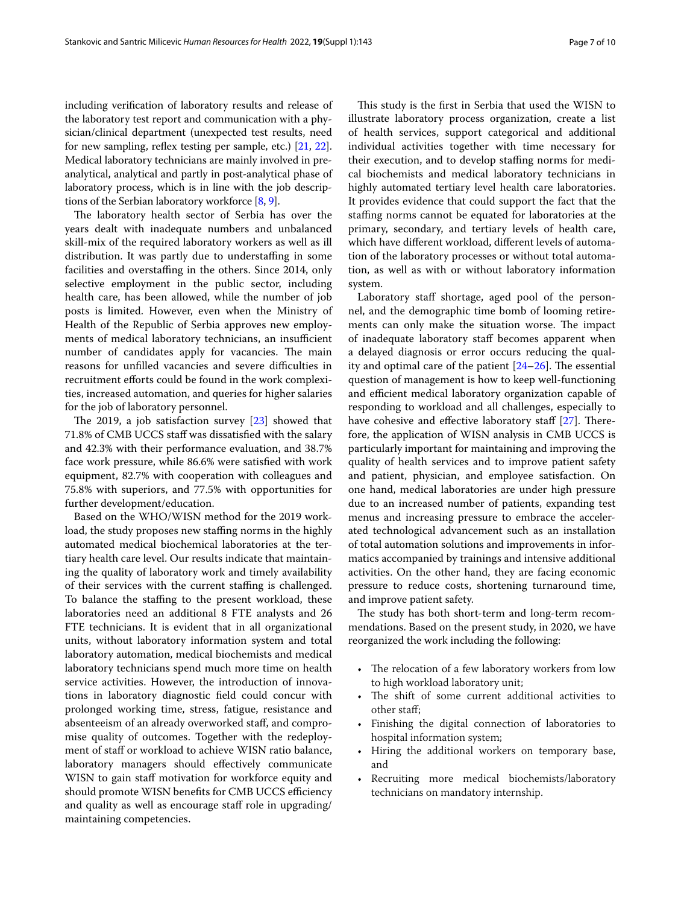including verification of laboratory results and release of the laboratory test report and communication with a physician/clinical department (unexpected test results, need for new sampling, reflex testing per sample, etc.) [21, 22]. Medical laboratory technicians are mainly involved in pre-analytical, analytical and partly in post-analytical phase of laboratory process, which is in line with the job descriptions of the Serbian laboratory workforce [8, 9].

The laboratory health sector of Serbia has over the years dealt with inadequate numbers and unbalanced skill-mix of the required laboratory workers as well as ill distribution. It was partly due to understaffing in some facilities and overstaffing in the others. Since 2014, only selective employment in the public sector, including health care, has been allowed, while the number of job posts is limited. However, even when the Ministry of Health of the Republic of Serbia approves new employments of medical laboratory technicians, an insufficient number of candidates apply for vacancies. The main reasons for unfilled vacancies and severe difficulties in recruitment efforts could be found in the work complexities, increased automation, and queries for higher salaries for the job of laboratory personnel.

The 2019, a job satisfaction survey [23] showed that 71.8% of CMB UCCS staff was dissatisfied with the salary and 42.3% with their performance evaluation, and 38.7% face work pressure, while 86.6% were satisfied with work equipment, 82.7% with cooperation with colleagues and 75.8% with superiors, and 77.5% with opportunities for further development/education.

Based on the WHO/WISN method for the 2019 workload, the study proposes new staffing norms in the highly automated medical biochemical laboratories at the tertiary health care level. Our results indicate that maintaining the quality of laboratory work and timely availability of their services with the current staffing is challenged. To balance the staffing to the present workload, these laboratories need an additional 8 FTE analysts and 26 FTE technicians. It is evident that in all organizational units, without laboratory information system and total laboratory automation, medical biochemists and medical laboratory technicians spend much more time on health service activities. However, the introduction of innovations in laboratory diagnostic field could concur with prolonged working time, stress, fatigue, resistance and absenteeism of an already overworked staff, and compromise quality of outcomes. Together with the redeployment of staff or workload to achieve WISN ratio balance, laboratory managers should effectively communicate WISN to gain staff motivation for workforce equity and should promote WISN benefits for CMB UCCS efficiency and quality as well as encourage staff role in upgrading/maintaining competencies.

This study is the first in Serbia that used the WISN to illustrate laboratory process organization, create a list of health services, support categorical and additional individual activities together with time necessary for their execution, and to develop staffing norms for medical biochemists and medical laboratory technicians in highly automated tertiary level health care laboratories. It provides evidence that could support the fact that the staffing norms cannot be equated for laboratories at the primary, secondary, and tertiary levels of health care, which have different workload, different levels of automation of the laboratory processes or without total automation, as well as with or without laboratory information system.

Laboratory staff shortage, aged pool of the personnel, and the demographic time bomb of looming retirements can only make the situation worse. The impact of inadequate laboratory staff becomes apparent when a delayed diagnosis or error occurs reducing the quality and optimal care of the patient [24–26]. The essential question of management is how to keep well-functioning and efficient medical laboratory organization capable of responding to workload and all challenges, especially to have cohesive and effective laboratory staff [27]. Therefore, the application of WISN analysis in CMB UCCS is particularly important for maintaining and improving the quality of health services and to improve patient safety and patient, physician, and employee satisfaction. On one hand, medical laboratories are under high pressure due to an increased number of patients, expanding test menus and increasing pressure to embrace the accelerated technological advancement such as an installation of total automation solutions and improvements in informatics accompanied by trainings and intensive additional activities. On the other hand, they are facing economic pressure to reduce costs, shortening turnaround time, and improve patient safety.

The study has both short-term and long-term recommendations. Based on the present study, in 2020, we have reorganized the work including the following:

- The relocation of a few laboratory workers from low to high workload laboratory unit;
- The shift of some current additional activities to other staff;
- Finishing the digital connection of laboratories to hospital information system;
- Hiring the additional workers on temporary base, and
- Recruiting more medical biochemists/laboratory technicians on mandatory internship.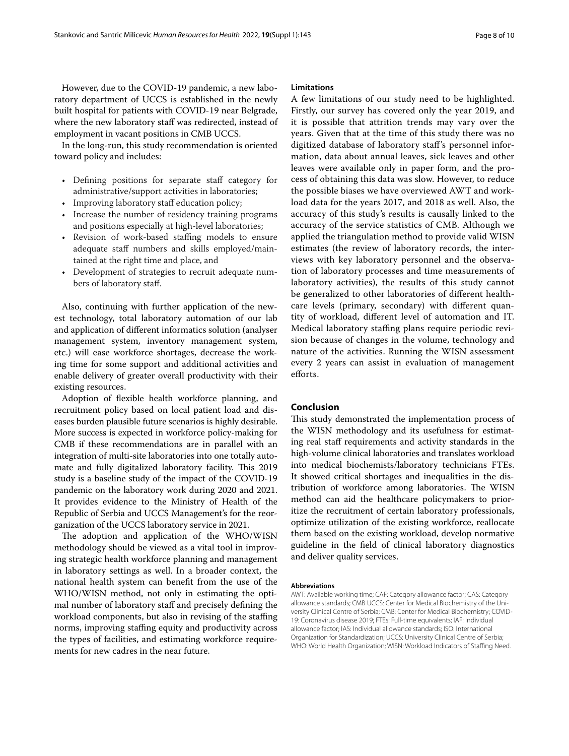However, due to the COVID-19 pandemic, a new laboratory department of UCCS is established in the newly built hospital for patients with COVID-19 near Belgrade, where the new laboratory staff was redirected, instead of employment in vacant positions in CMB UCCS.

In the long-run, this study recommendation is oriented toward policy and includes:

- Defining positions for separate staff category for administrative/support activities in laboratories;
- Improving laboratory staff education policy;
- Increase the number of residency training programs and positions especially at high-level laboratories;
- Revision of work-based staffing models to ensure adequate staff numbers and skills employed/maintained at the right time and place, and
- Development of strategies to recruit adequate numbers of laboratory staff.

Also, continuing with further application of the newest technology, total laboratory automation of our lab and application of different informatics solution (analyser management system, inventory management system, etc.) will ease workforce shortages, decrease the working time for some support and additional activities and enable delivery of greater overall productivity with their existing resources.

Adoption of flexible health workforce planning, and recruitment policy based on local patient load and diseases burden plausible future scenarios is highly desirable. More success is expected in workforce policy-making for CMB if these recommendations are in parallel with an integration of multi-site laboratories into one totally automate and fully digitalized laboratory facility. This 2019 study is a baseline study of the impact of the COVID-19 pandemic on the laboratory work during 2020 and 2021. It provides evidence to the Ministry of Health of the Republic of Serbia and UCCS Management's for the reorganization of the UCCS laboratory service in 2021.

The adoption and application of the WHO/WISN methodology should be viewed as a vital tool in improving strategic health workforce planning and management in laboratory settings as well. In a broader context, the national health system can benefit from the use of the WHO/WISN method, not only in estimating the optimal number of laboratory staff and precisely defining the workload components, but also in revising of the staffing norms, improving staffing equity and productivity across the types of facilities, and estimating workforce requirements for new cadres in the near future.

### Limitations

A few limitations of our study need to be highlighted. Firstly, our survey has covered only the year 2019, and it is possible that attrition trends may vary over the years. Given that at the time of this study there was no digitized database of laboratory staff's personnel information, data about annual leaves, sick leaves and other leaves were available only in paper form, and the process of obtaining this data was slow. However, to reduce the possible biases we have overviewed AWT and workload data for the years 2017, and 2018 as well. Also, the accuracy of this study's results is causally linked to the accuracy of the service statistics of CMB. Although we applied the triangulation method to provide valid WISN estimates (the review of laboratory records, the interviews with key laboratory personnel and the observation of laboratory processes and time measurements of laboratory activities), the results of this study cannot be generalized to other laboratories of different healthcare levels (primary, secondary) with different quantity of workload, different level of automation and IT. Medical laboratory staffing plans require periodic revision because of changes in the volume, technology and nature of the activities. Running the WISN assessment every 2 years can assist in evaluation of management efforts.

## Conclusion

This study demonstrated the implementation process of the WISN methodology and its usefulness for estimating real staff requirements and activity standards in the high-volume clinical laboratories and translates workload into medical biochemists/laboratory technicians FTEs. It showed critical shortages and inequalities in the distribution of workforce among laboratories. The WISN method can aid the healthcare policymakers to prioritize the recruitment of certain laboratory professionals, optimize utilization of the existing workforce, reallocate them based on the existing workload, develop normative guideline in the field of clinical laboratory diagnostics and deliver quality services.

#### Abbreviations

AWT: Available working time; CAF: Category allowance factor; CAS: Category allowance standards; CMB UCCS: Center for Medical Biochemistry of the University Clinical Centre of Serbia; CMB: Center for Medical Biochemistry; COVID-19: Coronavirus disease 2019; FTEs: Full-time equivalents; IAF: Individual allowance factor; IAS: Individual allowance standards; ISO: International Organization for Standardization; UCCS: University Clinical Centre of Serbia; WHO: World Health Organization; WISN: Workload Indicators of Staffing Need.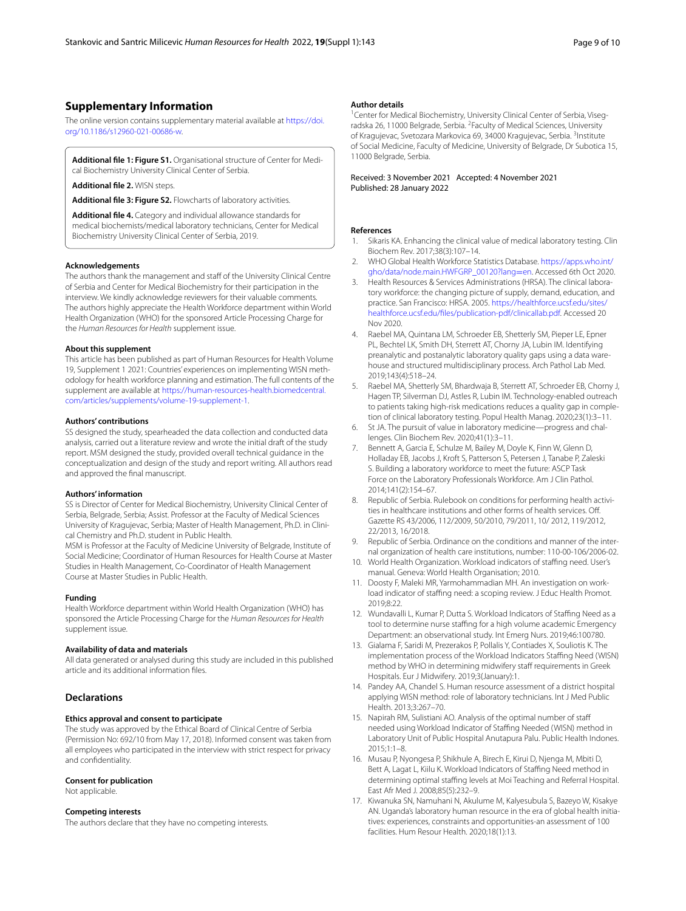## Supplementary Information

The online version contains supplementary material available at https://doi.org/10.1186/s12960-021-00686-w.

**Additional file 1: Figure S1.** Organisational structure of Center for Medical Biochemistry University Clinical Center of Serbia.

**Additional file 2.** WISN steps.

**Additional file 3: Figure S2.** Flowcharts of laboratory activities.

**Additional file 4.** Category and individual allowance standards for medical biochemists/medical laboratory technicians, Center for Medical Biochemistry University Clinical Center of Serbia, 2019.

#### Acknowledgements

The authors thank the management and staff of the University Clinical Centre of Serbia and Center for Medical Biochemistry for their participation in the interview. We kindly acknowledge reviewers for their valuable comments. The authors highly appreciate the Health Workforce department within World Health Organization (WHO) for the sponsored Article Processing Charge for the *Human Resources for Health* supplement issue.

#### About this supplement

This article has been published as part of Human Resources for Health Volume 19, Supplement 1 2021: Countries' experiences on implementing WISN methodology for health workforce planning and estimation. The full contents of the supplement are available at https://human-resources-health.biomedcentral.com/articles/supplements/volume-19-supplement-1.

#### Authors' contributions

SS designed the study, spearheaded the data collection and conducted data analysis, carried out a literature review and wrote the initial draft of the study report. MSM designed the study, provided overall technical guidance in the conceptualization and design of the study and report writing. All authors read and approved the final manuscript.

#### Authors' information

SS is Director of Center for Medical Biochemistry, University Clinical Center of Serbia, Belgrade, Serbia; Assist. Professor at the Faculty of Medical Sciences University of Kragujevac, Serbia; Master of Health Management, Ph.D. in Clinical Chemistry and Ph.D. student in Public Health.

MSM is Professor at the Faculty of Medicine University of Belgrade, Institute of Social Medicine; Coordinator of Human Resources for Health Course at Master Studies in Health Management, Co-Coordinator of Health Management Course at Master Studies in Public Health.

#### Funding

Health Workforce department within World Health Organization (WHO) has sponsored the Article Processing Charge for the *Human Resources for Health* supplement issue.

#### Availability of data and materials

All data generated or analysed during this study are included in this published article and its additional information files.

## Declarations

#### Ethics approval and consent to participate

The study was approved by the Ethical Board of Clinical Centre of Serbia (Permission No: 692/10 from May 17, 2018). Informed consent was taken from all employees who participated in the interview with strict respect for privacy and confidentiality.

#### Consent for publication

Not applicable.

#### Competing interests

The authors declare that they have no competing interests.

#### Author details

[1]Center for Medical Biochemistry, University Clinical Center of Serbia, Visegradska 26, 11000 Belgrade, Serbia. [2]Faculty of Medical Sciences, University of Kragujevac, Svetozara Markovica 69, 34000 Kragujevac, Serbia. [3]Institute of Social Medicine, Faculty of Medicine, University of Belgrade, Dr Subotica 15, 11000 Belgrade, Serbia.

Received: 3 November 2021 Accepted: 4 November 2021
Published: 28 January 2022

#### References

1. Sikaris KA. Enhancing the clinical value of medical laboratory testing. Clin Biochem Rev. 2017;38(3):107–14.
2. WHO Global Health Workforce Statistics Database. https://apps.who.int/gho/data/node.main.HWFGRP_00120?lang=en. Accessed 6th Oct 2020.
3. Health Resources & Services Administrations (HRSA). The clinical laboratory workforce: the changing picture of supply, demand, education, and practice. San Francisco: HRSA. 2005. https://healthforce.ucsf.edu/sites/healthforce.ucsf.edu/files/publication-pdf/clinicallab.pdf. Accessed 20 Nov 2020.
4. Raebel MA, Quintana LM, Schroeder EB, Shetterly SM, Pieper LE, Epner PL, Bechtel LK, Smith DH, Sterrett AT, Chorny JA, Lubin IM. Identifying preanalytic and postanalytic laboratory quality gaps using a data warehouse and structured multidisciplinary process. Arch Pathol Lab Med. 2019;143(4):518–24.
5. Raebel MA, Shetterly SM, Bhardwaja B, Sterrett AT, Schroeder EB, Chorny J, Hagen TP, Silverman DJ, Astles R, Lubin IM. Technology-enabled outreach to patients taking high-risk medications reduces a quality gap in completion of clinical laboratory testing. Popul Health Manag. 2020;23(1):3–11.
6. St JA. The pursuit of value in laboratory medicine—progress and challenges. Clin Biochem Rev. 2020;41(1):3–11.
7. Bennett A, Garcia E, Schulze M, Bailey M, Doyle K, Finn W, Glenn D, Holladay EB, Jacobs J, Kroft S, Patterson S, Petersen J, Tanabe P, Zaleski S. Building a laboratory workforce to meet the future: ASCP Task Force on the Laboratory Professionals Workforce. Am J Clin Pathol. 2014;141(2):154–67.
8. Republic of Serbia. Rulebook on conditions for performing health activities in healthcare institutions and other forms of health services. Off. Gazette RS 43/2006, 112/2009, 50/2010, 79/2011, 10/ 2012, 119/2012, 22/2013, 16/2018.
9. Republic of Serbia. Ordinance on the conditions and manner of the internal organization of health care institutions, number: 110-00-106/2006-02.
10. World Health Organization. Workload indicators of staffing need. User's manual. Geneva: World Health Organisation; 2010.
11. Doosty F, Maleki MR, Yarmohammadian MH. An investigation on workload indicator of staffing need: a scoping review. J Educ Health Promot. 2019;8:22.
12. Wundavalli L, Kumar P, Dutta S. Workload Indicators of Staffing Need as a tool to determine nurse staffing for a high volume academic Emergency Department: an observational study. Int Emerg Nurs. 2019;46:100780.
13. Gialama F, Saridi M, Prezerakos P, Pollalis Y, Contiades X, Souliotis K. The implementation process of the Workload Indicators Staffing Need (WISN) method by WHO in determining midwifery staff requirements in Greek Hospitals. Eur J Midwifery. 2019;3(January):1.
14. Pandey AA, Chandel S. Human resource assessment of a district hospital applying WISN method: role of laboratory technicians. Int J Med Public Health. 2013;3:267–70.
15. Napirah RM, Sulistiani AO. Analysis of the optimal number of staff needed using Workload Indicator of Staffing Needed (WISN) method in Laboratory Unit of Public Hospital Anutapura Palu. Public Health Indones. 2015;1:1–8.
16. Musau P, Nyongesa P, Shikhule A, Birech E, Kirui D, Njenga M, Mbiti D, Bett A, Lagat L, Kiilu K. Workload Indicators of Staffing Need method in determining optimal staffing levels at Moi Teaching and Referral Hospital. East Afr Med J. 2008;85(5):232–9.
17. Kiwanuka SN, Namuhani N, Akulume M, Kalyesubula S, Bazeyo W, Kisakye AN. Uganda's laboratory human resource in the era of global health initiatives: experiences, constraints and opportunities-an assessment of 100 facilities. Hum Resour Health. 2020;18(1):13.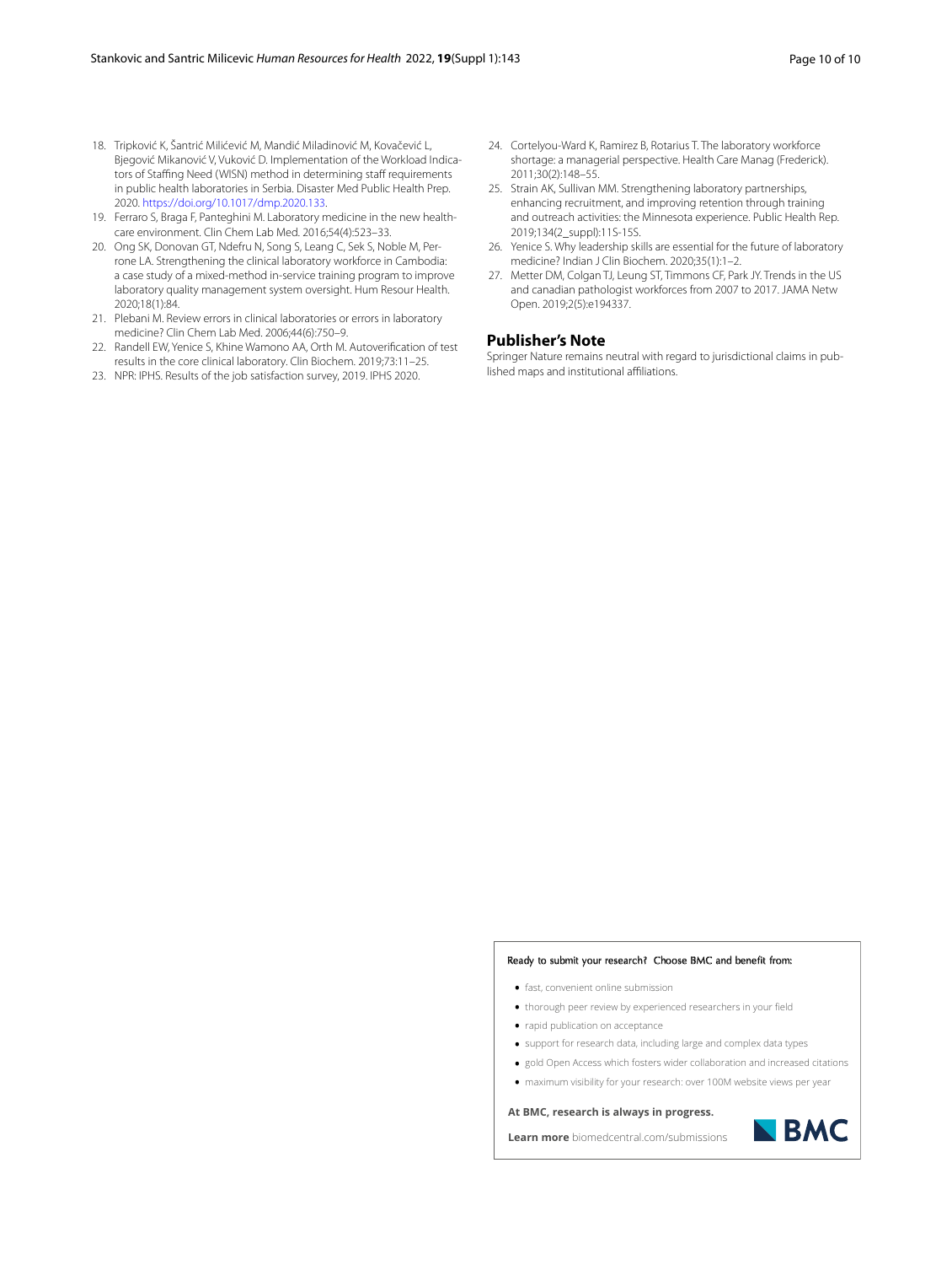18. Tripković K, Šantrić Milićević M, Mandić Miladinović M, Kovačević L, Bjegović Mikanović V, Vuković D. Implementation of the Workload Indicators of Staffing Need (WISN) method in determining staff requirements in public health laboratories in Serbia. Disaster Med Public Health Prep. 2020. https://doi.org/10.1017/dmp.2020.133.
19. Ferraro S, Braga F, Panteghini M. Laboratory medicine in the new healthcare environment. Clin Chem Lab Med. 2016;54(4):523–33.
20. Ong SK, Donovan GT, Ndefru N, Song S, Leang C, Sek S, Noble M, Perrone LA. Strengthening the clinical laboratory workforce in Cambodia: a case study of a mixed-method in-service training program to improve laboratory quality management system oversight. Hum Resour Health. 2020;18(1):84.
21. Plebani M. Review errors in clinical laboratories or errors in laboratory medicine? Clin Chem Lab Med. 2006;44(6):750–9.
22. Randell EW, Yenice S, Khine Wamono AA, Orth M. Autoverification of test results in the core clinical laboratory. Clin Biochem. 2019;73:11–25.
23. NPR: IPHS. Results of the job satisfaction survey, 2019. IPHS 2020.
24. Cortelyou-Ward K, Ramirez B, Rotarius T. The laboratory workforce shortage: a managerial perspective. Health Care Manag (Frederick). 2011;30(2):148–55.
25. Strain AK, Sullivan MM. Strengthening laboratory partnerships, enhancing recruitment, and improving retention through training and outreach activities: the Minnesota experience. Public Health Rep. 2019;134(2_suppl):11S-15S.
26. Yenice S. Why leadership skills are essential for the future of laboratory medicine? Indian J Clin Biochem. 2020;35(1):1–2.
27. Metter DM, Colgan TJ, Leung ST, Timmons CF, Park JY. Trends in the US and canadian pathologist workforces from 2007 to 2017. JAMA Netw Open. 2019;2(5):e194337.

## Publisher's Note

Springer Nature remains neutral with regard to jurisdictional claims in published maps and institutional affiliations.

Ready to submit your research? Choose BMC and benefit from:

- fast, convenient online submission
- thorough peer review by experienced researchers in your field
- rapid publication on acceptance
- support for research data, including large and complex data types
- gold Open Access which fosters wider collaboration and increased citations
- maximum visibility for your research: over 100M website views per year

**At BMC, research is always in progress.**

**Learn more** biomedcentral.com/submissions

BMC